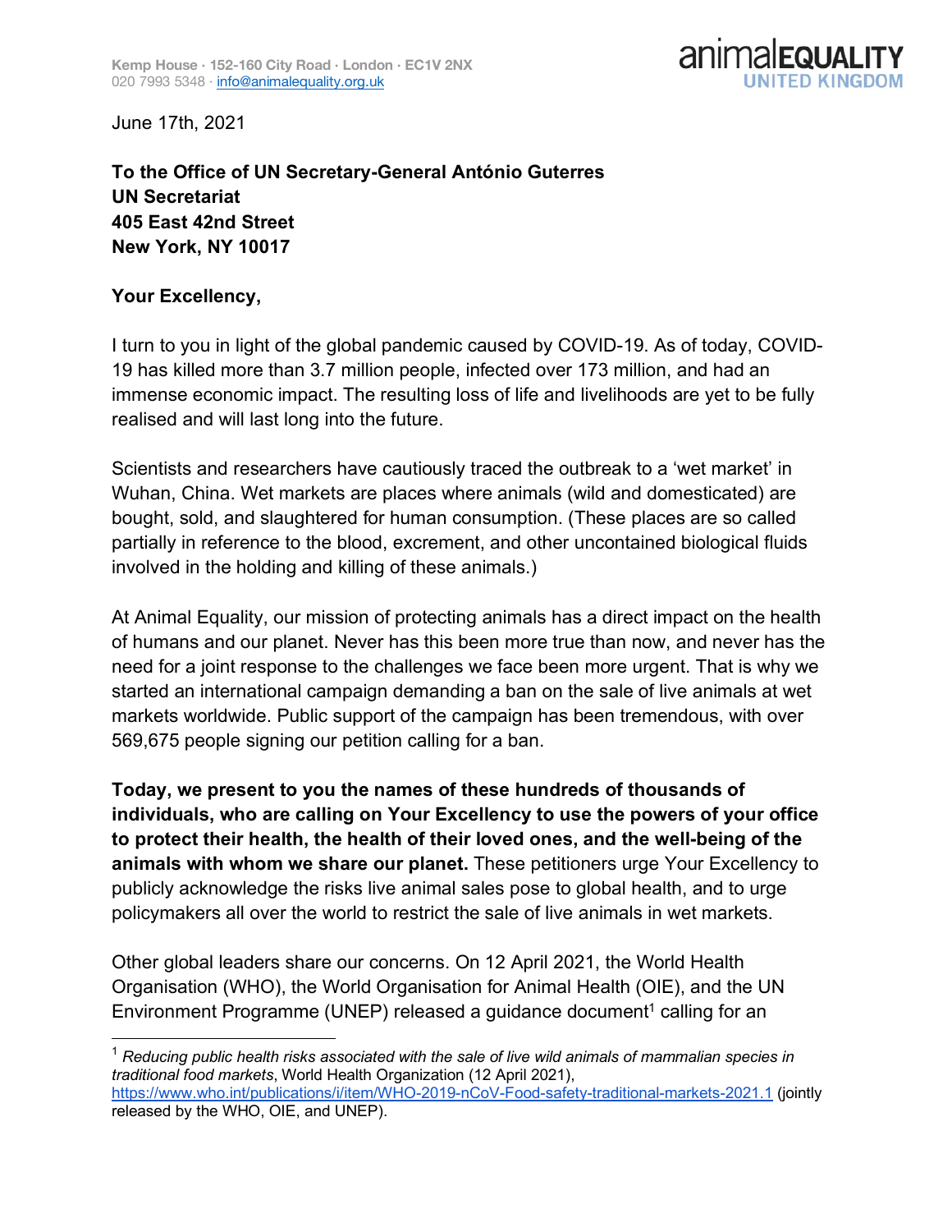Kemp House · 152-160 City Road · London · EC1V 2NX
020 7993 5348 · info@animalequality.org.uk

animalEQUALITY UNITED KINGDOM

June 17th, 2021

**To the Office of UN Secretary-General António Guterres**
**UN Secretariat**
**405 East 42nd Street**
**New York, NY 10017**

**Your Excellency,**

I turn to you in light of the global pandemic caused by COVID-19. As of today, COVID-19 has killed more than 3.7 million people, infected over 173 million, and had an immense economic impact. The resulting loss of life and livelihoods are yet to be fully realised and will last long into the future.

Scientists and researchers have cautiously traced the outbreak to a 'wet market' in Wuhan, China. Wet markets are places where animals (wild and domesticated) are bought, sold, and slaughtered for human consumption. (These places are so called partially in reference to the blood, excrement, and other uncontained biological fluids involved in the holding and killing of these animals.)

At Animal Equality, our mission of protecting animals has a direct impact on the health of humans and our planet. Never has this been more true than now, and never has the need for a joint response to the challenges we face been more urgent. That is why we started an international campaign demanding a ban on the sale of live animals at wet markets worldwide. Public support of the campaign has been tremendous, with over 569,675 people signing our petition calling for a ban.

**Today, we present to you the names of these hundreds of thousands of individuals, who are calling on Your Excellency to use the powers of your office to protect their health, the health of their loved ones, and the well-being of the animals with whom we share our planet.** These petitioners urge Your Excellency to publicly acknowledge the risks live animal sales pose to global health, and to urge policymakers all over the world to restrict the sale of live animals in wet markets.

Other global leaders share our concerns. On 12 April 2021, the World Health Organisation (WHO), the World Organisation for Animal Health (OIE), and the UN Environment Programme (UNEP) released a guidance document[1] calling for an

---

[1] *Reducing public health risks associated with the sale of live wild animals of mammalian species in traditional food markets*, World Health Organization (12 April 2021), https://www.who.int/publications/i/item/WHO-2019-nCoV-Food-safety-traditional-markets-2021.1 (jointly released by the WHO, OIE, and UNEP).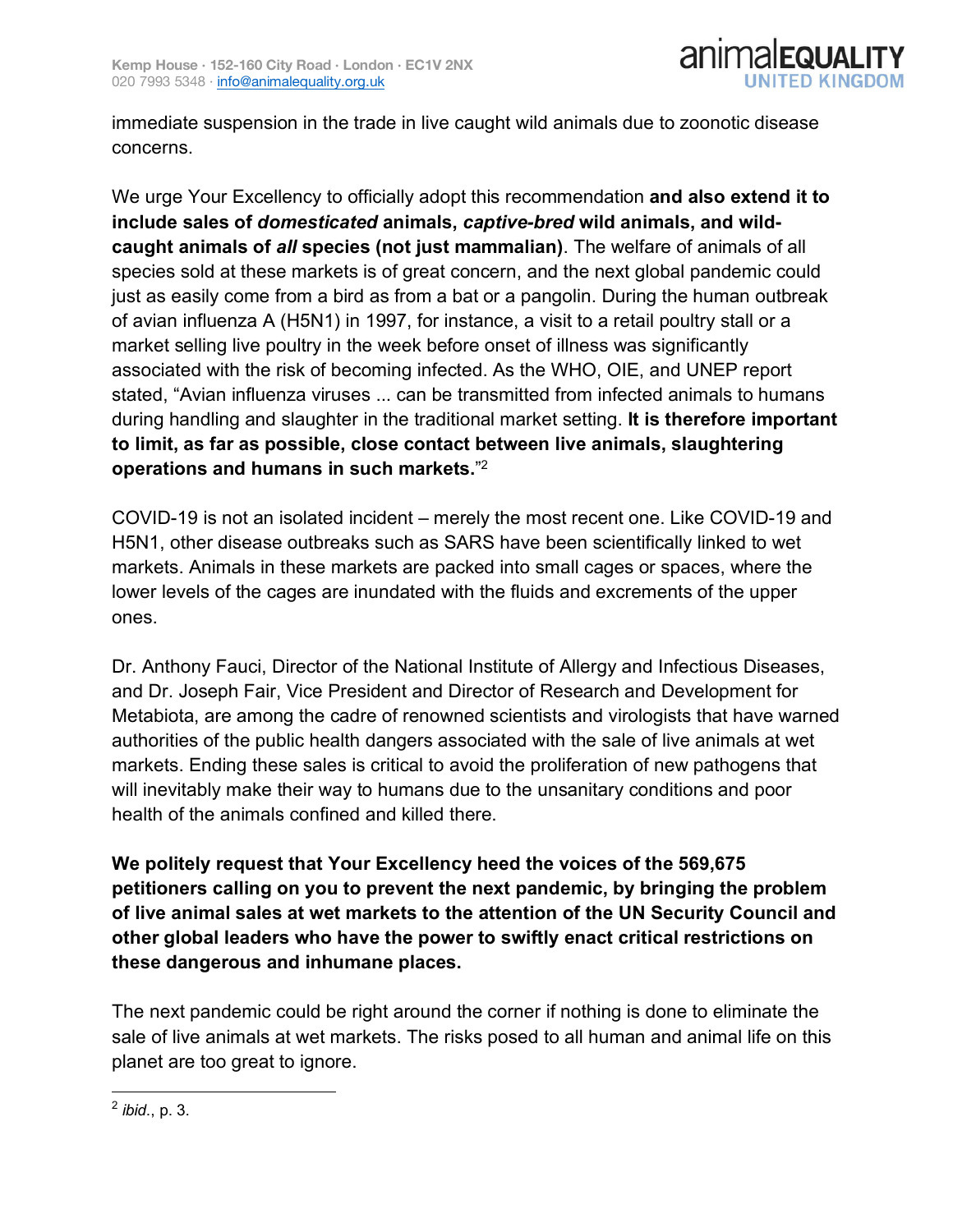immediate suspension in the trade in live caught wild animals due to zoonotic disease concerns.

We urge Your Excellency to officially adopt this recommendation **and also extend it to include sales of *domesticated* animals, *captive-bred* wild animals, and wild-caught animals of *all* species (not just mammalian)**. The welfare of animals of all species sold at these markets is of great concern, and the next global pandemic could just as easily come from a bird as from a bat or a pangolin. During the human outbreak of avian influenza A (H5N1) in 1997, for instance, a visit to a retail poultry stall or a market selling live poultry in the week before onset of illness was significantly associated with the risk of becoming infected. As the WHO, OIE, and UNEP report stated, "Avian influenza viruses ... can be transmitted from infected animals to humans during handling and slaughter in the traditional market setting. **It is therefore important to limit, as far as possible, close contact between live animals, slaughtering operations and humans in such markets.**"[2]

COVID-19 is not an isolated incident – merely the most recent one. Like COVID-19 and H5N1, other disease outbreaks such as SARS have been scientifically linked to wet markets. Animals in these markets are packed into small cages or spaces, where the lower levels of the cages are inundated with the fluids and excrements of the upper ones.

Dr. Anthony Fauci, Director of the National Institute of Allergy and Infectious Diseases, and Dr. Joseph Fair, Vice President and Director of Research and Development for Metabiota, are among the cadre of renowned scientists and virologists that have warned authorities of the public health dangers associated with the sale of live animals at wet markets. Ending these sales is critical to avoid the proliferation of new pathogens that will inevitably make their way to humans due to the unsanitary conditions and poor health of the animals confined and killed there.

**We politely request that Your Excellency heed the voices of the 569,675 petitioners calling on you to prevent the next pandemic, by bringing the problem of live animal sales at wet markets to the attention of the UN Security Council and other global leaders who have the power to swiftly enact critical restrictions on these dangerous and inhumane places.**

The next pandemic could be right around the corner if nothing is done to eliminate the sale of live animals at wet markets. The risks posed to all human and animal life on this planet are too great to ignore.

---

[2] *ibid*., p. 3.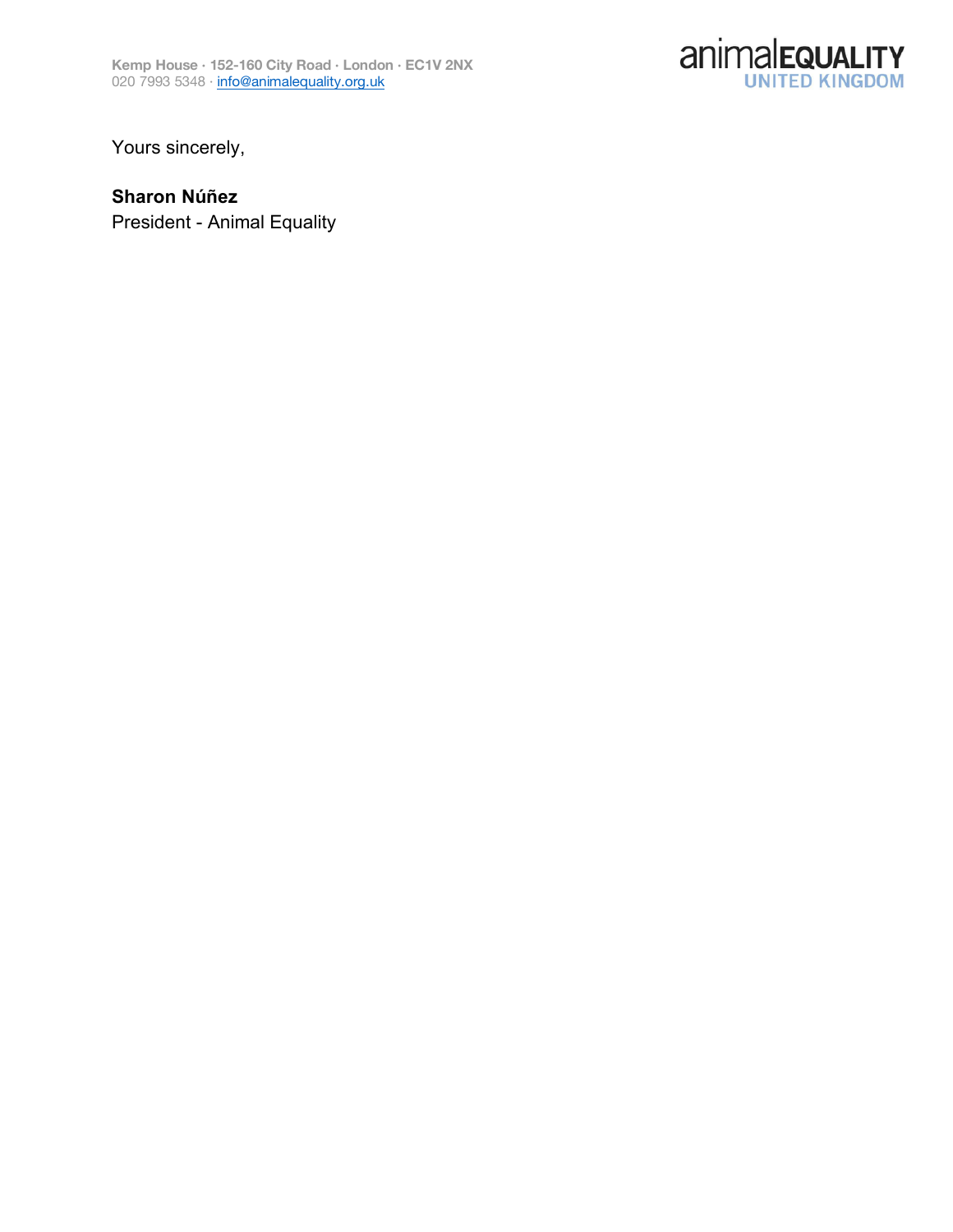Yours sincerely,

**Sharon Núñez**
President - Animal Equality